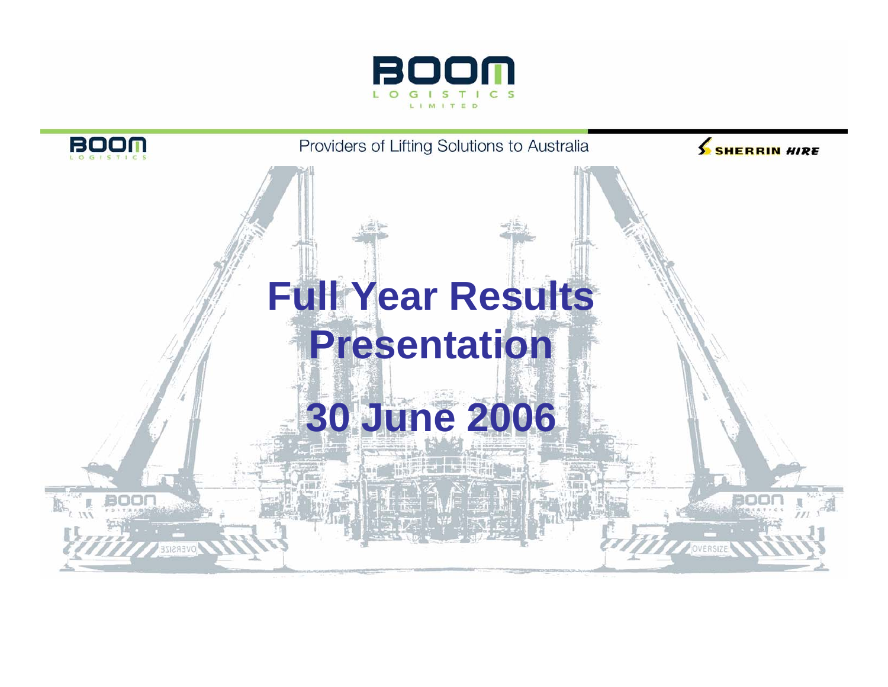BOOM LOGISTICS LIMITED

Providers of Lifting Solutions to Australia

SHERRIN HIRE

# Full Year Results Presentation

# 30 June 2006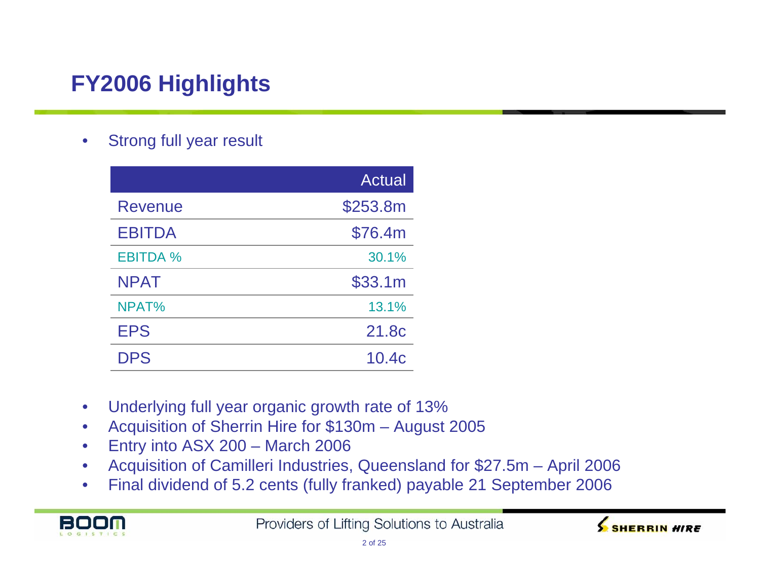# FY2006 Highlights

- Strong full year result

| | Actual |
|---|---|
| Revenue | $253.8m |
| EBITDA | $76.4m |
| EBITDA % | 30.1% |
| NPAT | $33.1m |
| NPAT% | 13.1% |
| EPS | 21.8c |
| DPS | 10.4c |

- Underlying full year organic growth rate of 13%
- Acquisition of Sherrin Hire for $130m – August 2005
- Entry into ASX 200 – March 2006
- Acquisition of Camilleri Industries, Queensland for $27.5m – April 2006
- Final dividend of 5.2 cents (fully franked) payable 21 September 2006

Providers of Lifting Solutions to Australia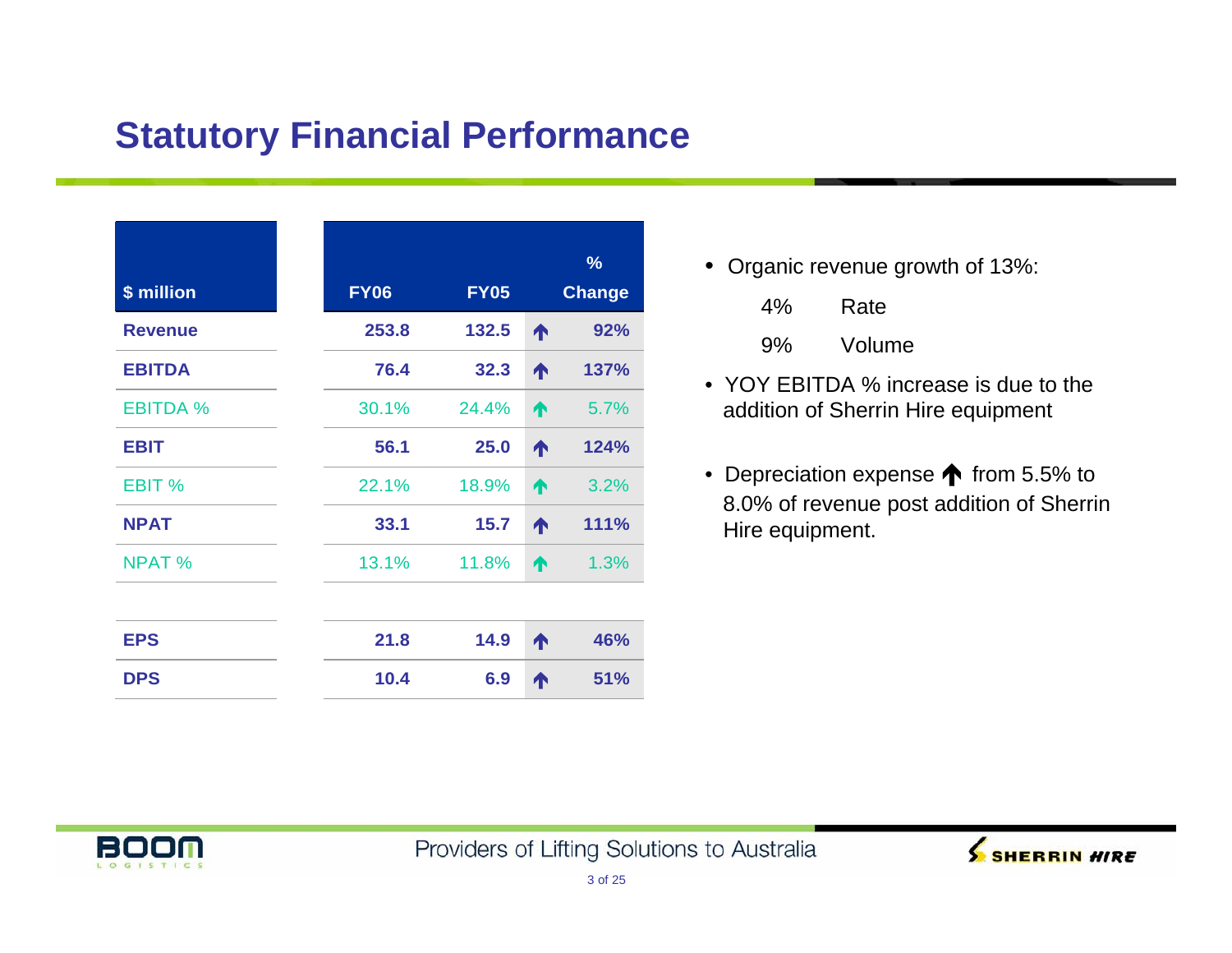# Statutory Financial Performance

| $ million | FY06 | FY05 | | % Change |
|---|---|---|---|---|
| **Revenue** | **253.8** | **132.5** | ↑ | **92%** |
| **EBITDA** | **76.4** | **32.3** | ↑ | **137%** |
| EBITDA % | 30.1% | 24.4% | ↑ | 5.7% |
| **EBIT** | **56.1** | **25.0** | ↑ | **124%** |
| EBIT % | 22.1% | 18.9% | ↑ | 3.2% |
| **NPAT** | **33.1** | **15.7** | ↑ | **111%** |
| NPAT % | 13.1% | 11.8% | ↑ | 1.3% |
| | | | | |
| **EPS** | **21.8** | **14.9** | ↑ | **46%** |
| **DPS** | **10.4** | **6.9** | ↑ | **51%** |

- Organic revenue growth of 13%:
  - 4% Rate
  - 9% Volume
- YOY EBITDA % increase is due to the addition of Sherrin Hire equipment
- Depreciation expense ↑ from 5.5% to 8.0% of revenue post addition of Sherrin Hire equipment.

Providers of Lifting Solutions to Australia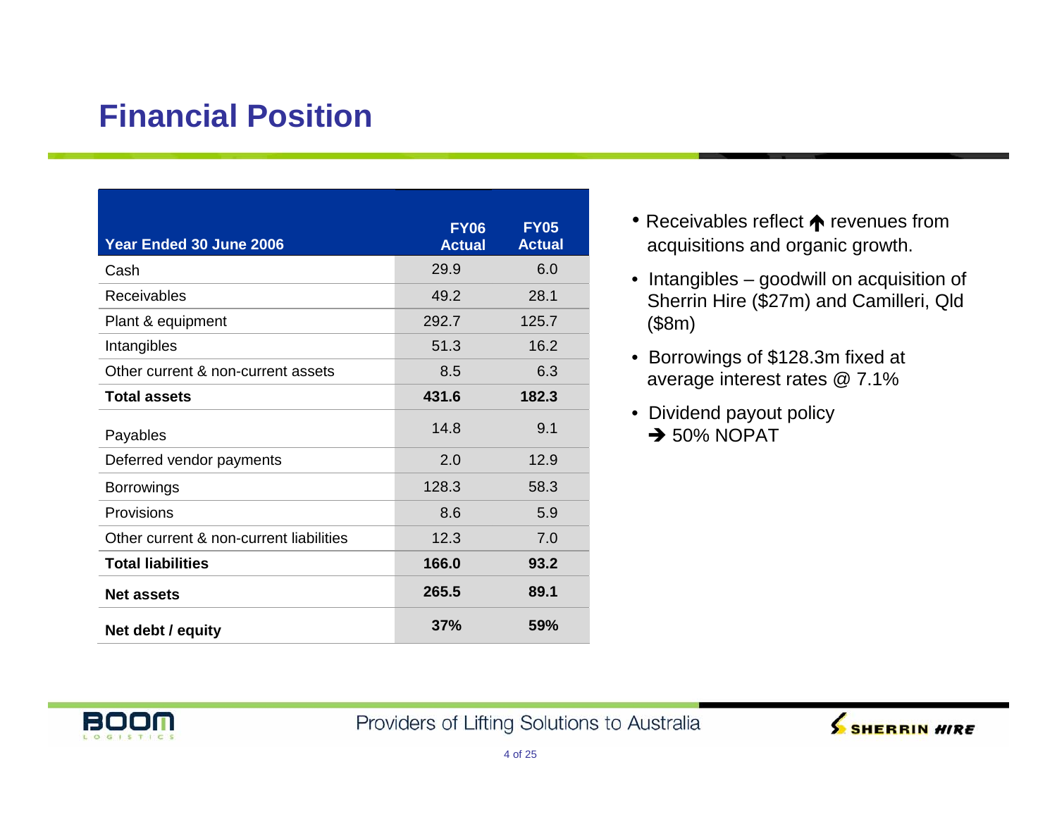# Financial Position

| Year Ended 30 June 2006 | FY06 Actual | FY05 Actual |
|---|---|---|
| Cash | 29.9 | 6.0 |
| Receivables | 49.2 | 28.1 |
| Plant & equipment | 292.7 | 125.7 |
| Intangibles | 51.3 | 16.2 |
| Other current & non-current assets | 8.5 | 6.3 |
| **Total assets** | **431.6** | **182.3** |
| Payables | 14.8 | 9.1 |
| Deferred vendor payments | 2.0 | 12.9 |
| Borrowings | 128.3 | 58.3 |
| Provisions | 8.6 | 5.9 |
| Other current & non-current liabilities | 12.3 | 7.0 |
| **Total liabilities** | **166.0** | **93.2** |
| **Net assets** | **265.5** | **89.1** |
| **Net debt / equity** | **37%** | **59%** |

- Receivables reflect ↑ revenues from acquisitions and organic growth.
- Intangibles – goodwill on acquisition of Sherrin Hire ($27m) and Camilleri, Qld ($8m)
- Borrowings of $128.3m fixed at average interest rates @ 7.1%
- Dividend payout policy
  ➔ 50% NOPAT

Providers of Lifting Solutions to Australia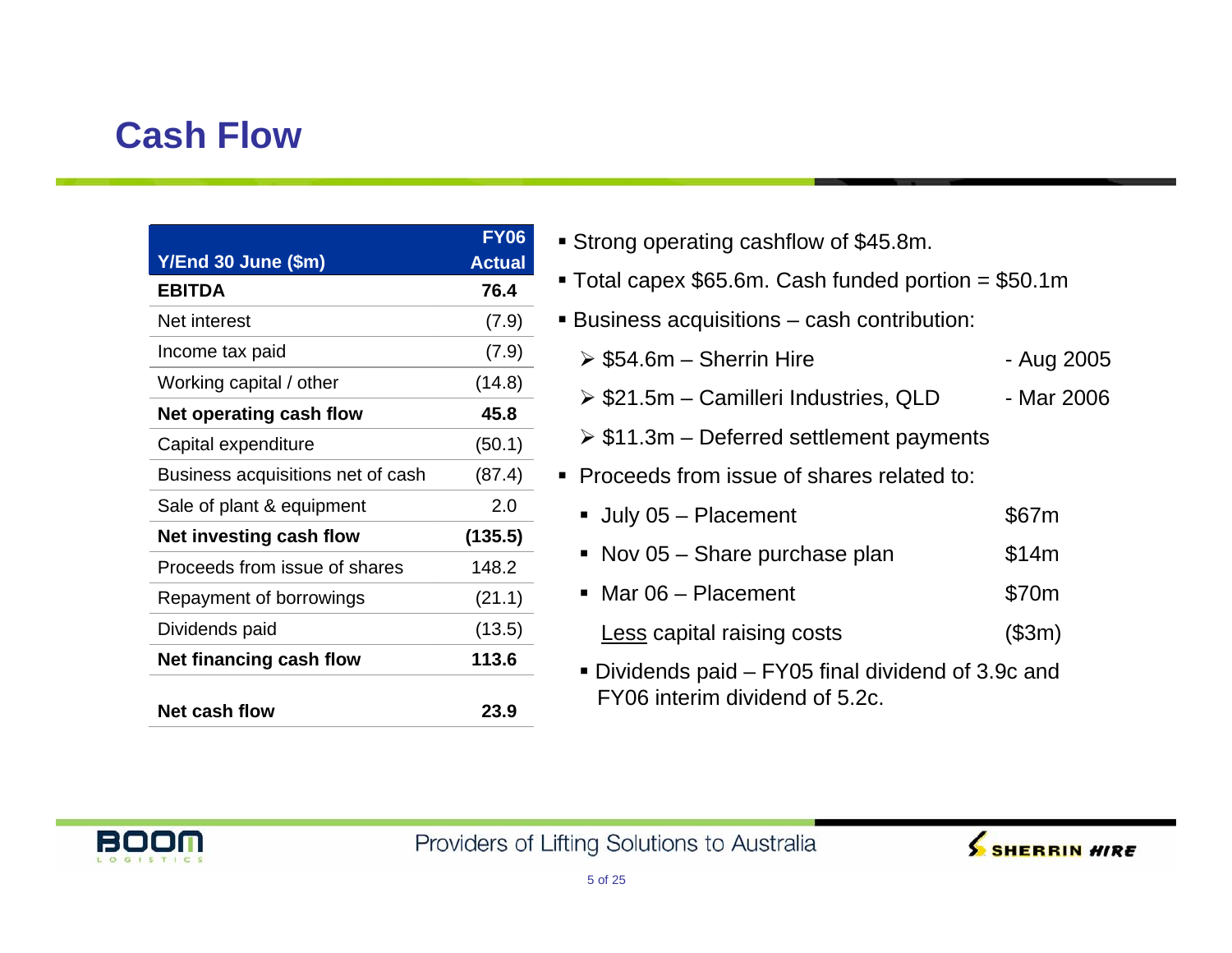# Cash Flow

| Y/End 30 June ($m) | FY06 Actual |
|---|---|
| **EBITDA** | **76.4** |
| Net interest | (7.9) |
| Income tax paid | (7.9) |
| Working capital / other | (14.8) |
| **Net operating cash flow** | **45.8** |
| Capital expenditure | (50.1) |
| Business acquisitions net of cash | (87.4) |
| Sale of plant & equipment | 2.0 |
| **Net investing cash flow** | **(135.5)** |
| Proceeds from issue of shares | 148.2 |
| Repayment of borrowings | (21.1) |
| Dividends paid | (13.5) |
| **Net financing cash flow** | **113.6** |
| **Net cash flow** | **23.9** |

- Strong operating cashflow of $45.8m.
- Total capex $65.6m. Cash funded portion = $50.1m
- Business acquisitions – cash contribution:
  - $54.6m – Sherrin Hire - Aug 2005
  - $21.5m – Camilleri Industries, QLD - Mar 2006
  - $11.3m – Deferred settlement payments
- Proceeds from issue of shares related to:
  - July 05 – Placement $67m
  - Nov 05 – Share purchase plan $14m
  - Mar 06 – Placement $70m
  - Less capital raising costs ($3m)
- Dividends paid – FY05 final dividend of 3.9c and FY06 interim dividend of 5.2c.

Providers of Lifting Solutions to Australia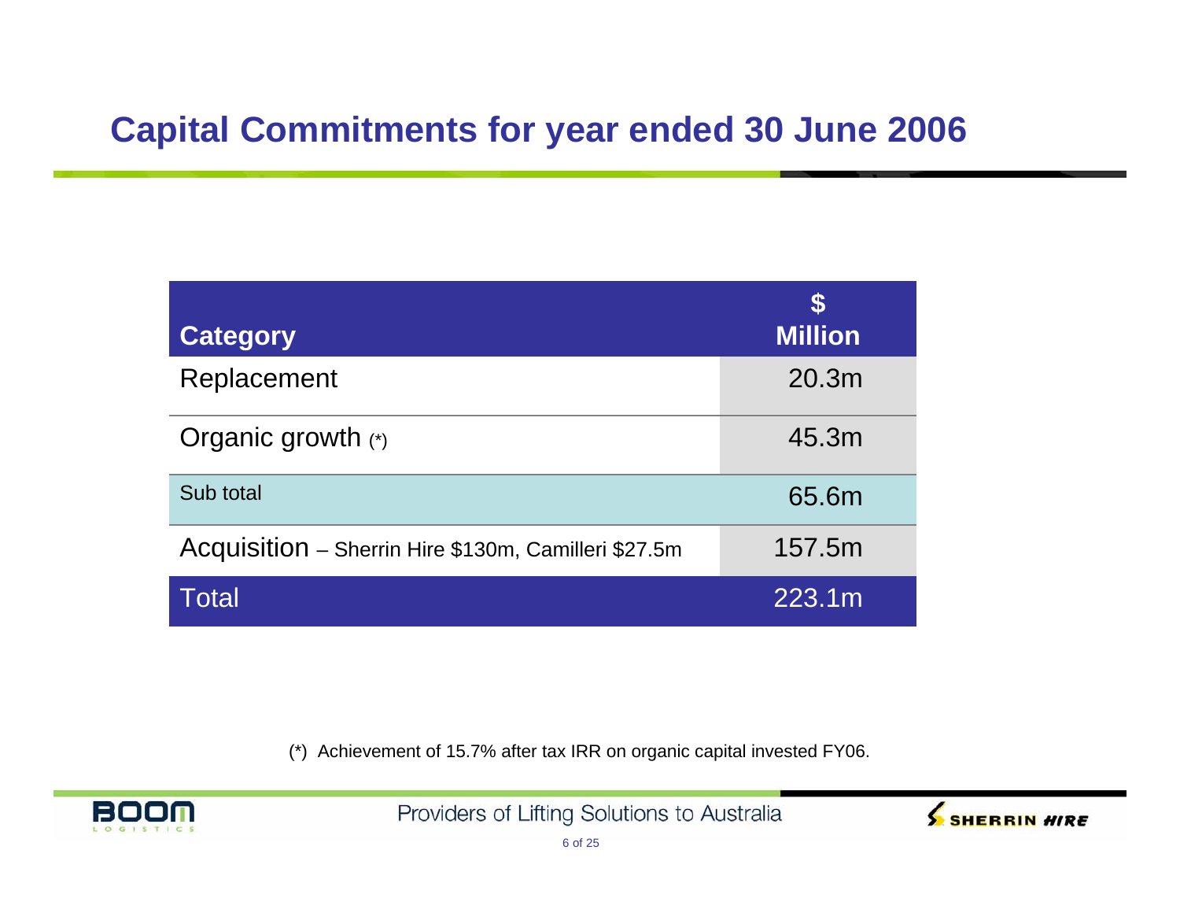# Capital Commitments for year ended 30 June 2006

| Category | $ Million |
|---|---|
| Replacement | 20.3m |
| Organic growth (*) | 45.3m |
| Sub total | 65.6m |
| Acquisition – Sherrin Hire $130m, Camilleri $27.5m | 157.5m |
| Total | 223.1m |

(*) Achievement of 15.7% after tax IRR on organic capital invested FY06.

Providers of Lifting Solutions to Australia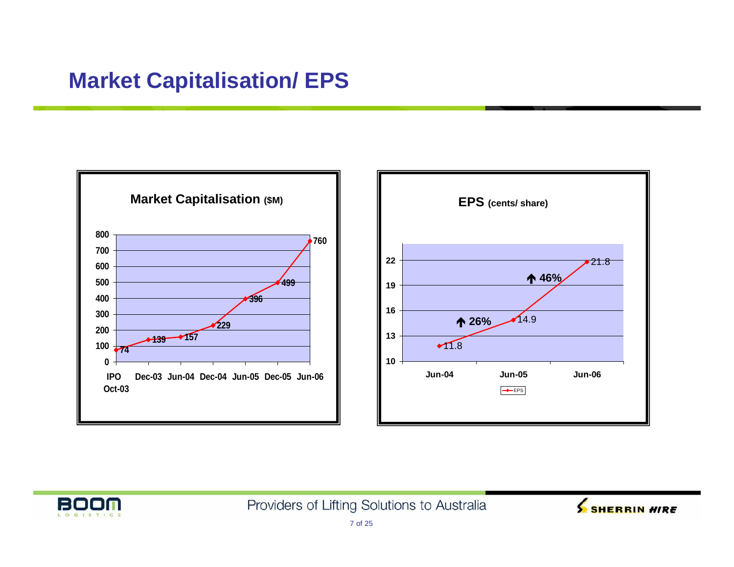# Market Capitalisation/ EPS

**Market Capitalisation ($M)**

| Date | Market Capitalisation ($M) |
|---|---|
| IPO Oct-03 | 74 |
| Dec-03 | 139 |
| Jun-04 | 157 |
| Dec-04 | 229 |
| Jun-05 | 396 |
| Dec-05 | 499 |
| Jun-06 | 760 |

**EPS (cents/ share)**

| Date | EPS |
|---|---|
| Jun-04 | 11.8 |
| Jun-05 | 14.9 |
| Jun-06 | 21.8 |

↑ 26% (Jun-04 to Jun-05)

↑ 46% (Jun-05 to Jun-06)

Providers of Lifting Solutions to Australia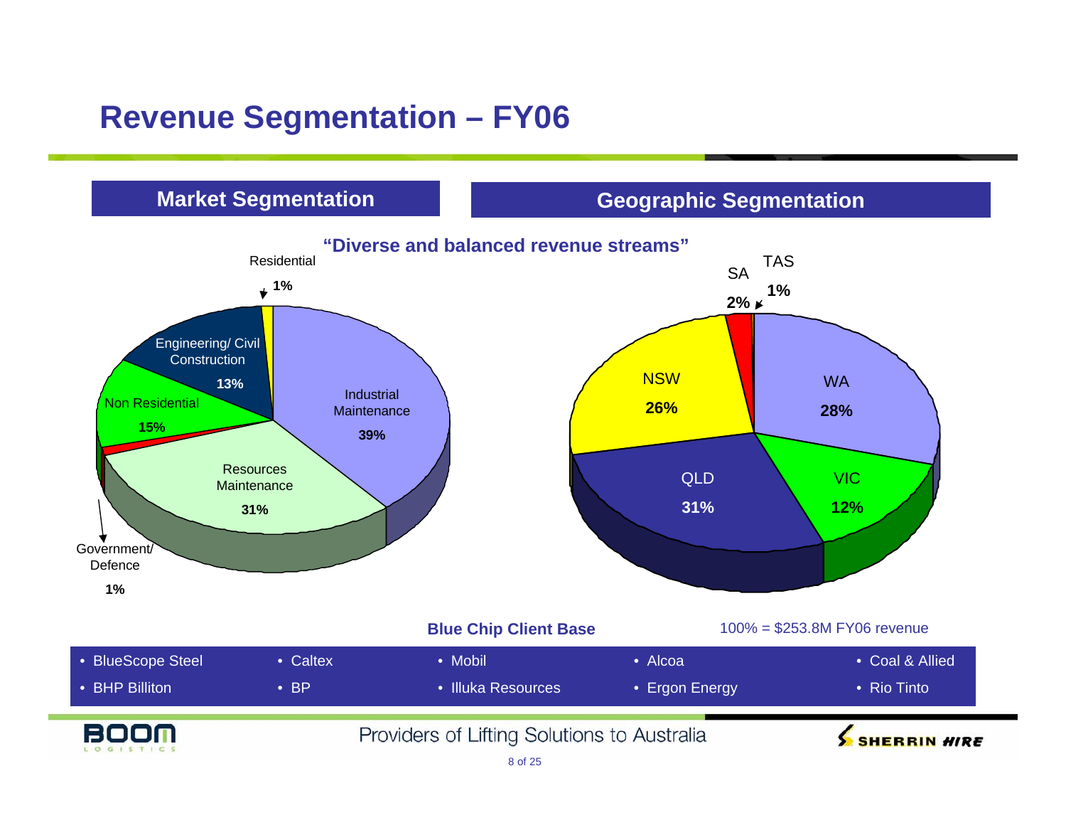# Revenue Segmentation – FY06

**"Diverse and balanced revenue streams"**

## Market Segmentation

| Segment | Share |
|---|---|
| Industrial Maintenance | 39% |
| Resources Maintenance | 31% |
| Non Residential | 15% |
| Engineering/ Civil Construction | 13% |
| Residential | 1% |
| Government/ Defence | 1% |

## Geographic Segmentation

| Region | Share |
|---|---|
| QLD | 31% |
| WA | 28% |
| NSW | 26% |
| VIC | 12% |
| SA | 2% |
| TAS | 1% |

100% = $253.8M FY06 revenue

**Blue Chip Client Base**

- BlueScope Steel
- BHP Billiton
- Caltex
- BP
- Mobil
- Illuka Resources
- Alcoa
- Ergon Energy
- Coal & Allied
- Rio Tinto

Providers of Lifting Solutions to Australia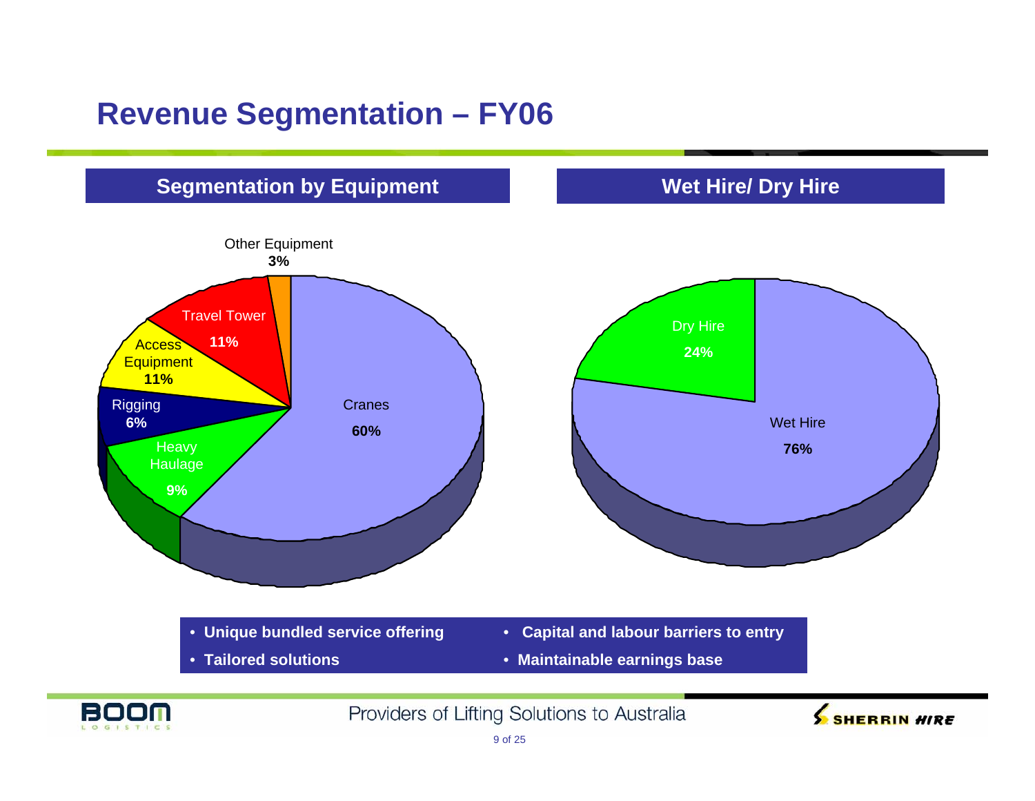# Revenue Segmentation – FY06

## Segmentation by Equipment

| Segment | Share |
| --- | --- |
| Cranes | 60% |
| Travel Tower | 11% |
| Access Equipment | 11% |
| Heavy Haulage | 9% |
| Rigging | 6% |
| Other Equipment | 3% |

## Wet Hire/ Dry Hire

| Segment | Share |
| --- | --- |
| Wet Hire | 76% |
| Dry Hire | 24% |

- **Unique bundled service offering**
- **Tailored solutions**
- **Capital and labour barriers to entry**
- **Maintainable earnings base**

Providers of Lifting Solutions to Australia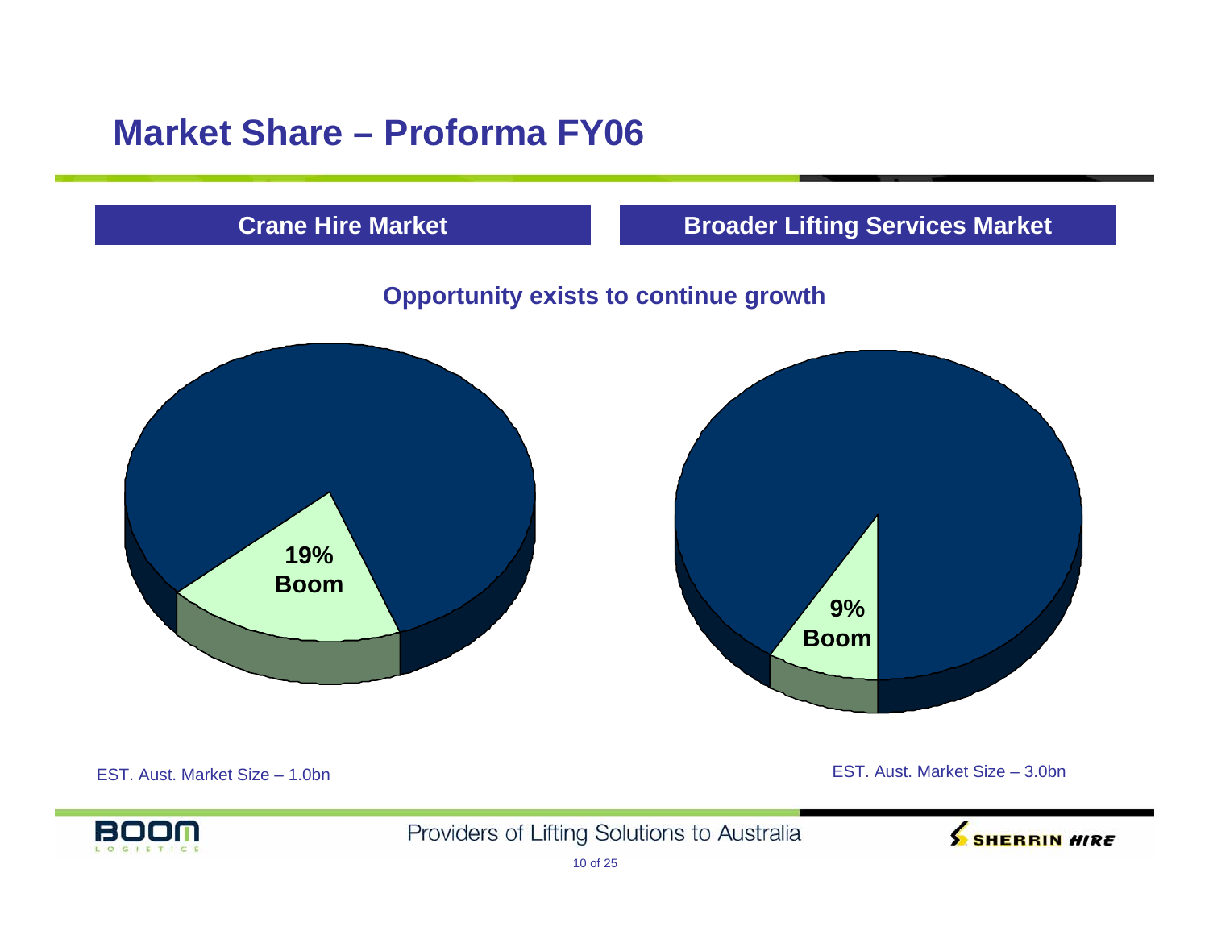# Market Share – Proforma FY06

| Crane Hire Market | Broader Lifting Services Market |
| --- | --- |

**Opportunity exists to continue growth**

**19% Boom**

EST. Aust. Market Size – 1.0bn

**9% Boom**

EST. Aust. Market Size – 3.0bn

Providers of Lifting Solutions to Australia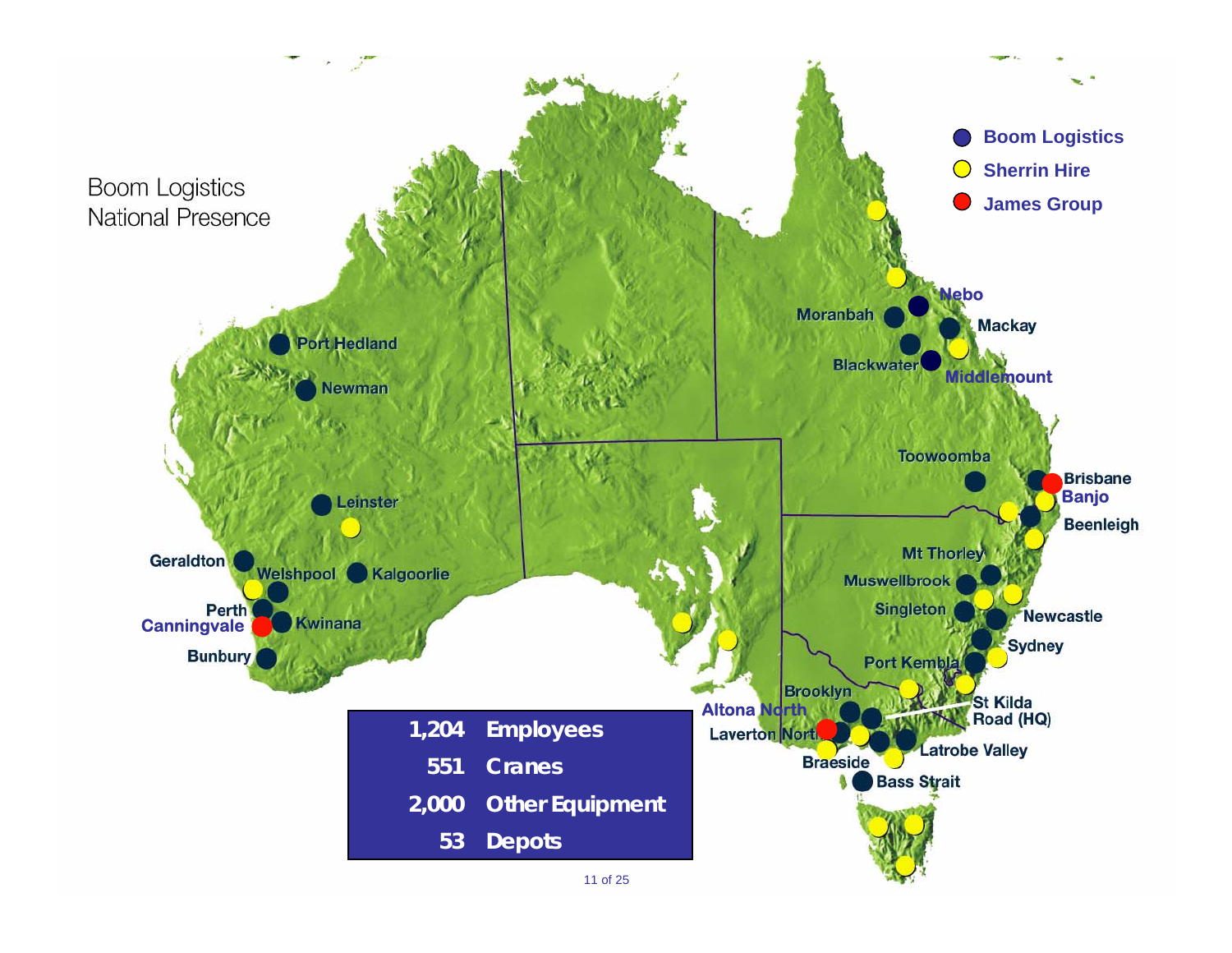# Boom Logistics National Presence

- Boom Logistics
- Sherrin Hire
- James Group

Port Hedland, Newman, Leinster, Geraldton, Welshpool, Kalgoorlie, Perth, Canningvale, Kwinana, Bunbury, Nebo, Moranbah, Mackay, Blackwater, Middlemount, Toowoomba, Brisbane, Banjo, Beenleigh, Mt Thorley, Muswellbrook, Singleton, Newcastle, Sydney, Port Kembla, Brooklyn, Altona North, Laverton North, St Kilda Road (HQ), Latrobe Valley, Braeside, Bass Strait

| | |
|---|---|
| 1,204 | Employees |
| 551 | Cranes |
| 2,000 | Other Equipment |
| 53 | Depots |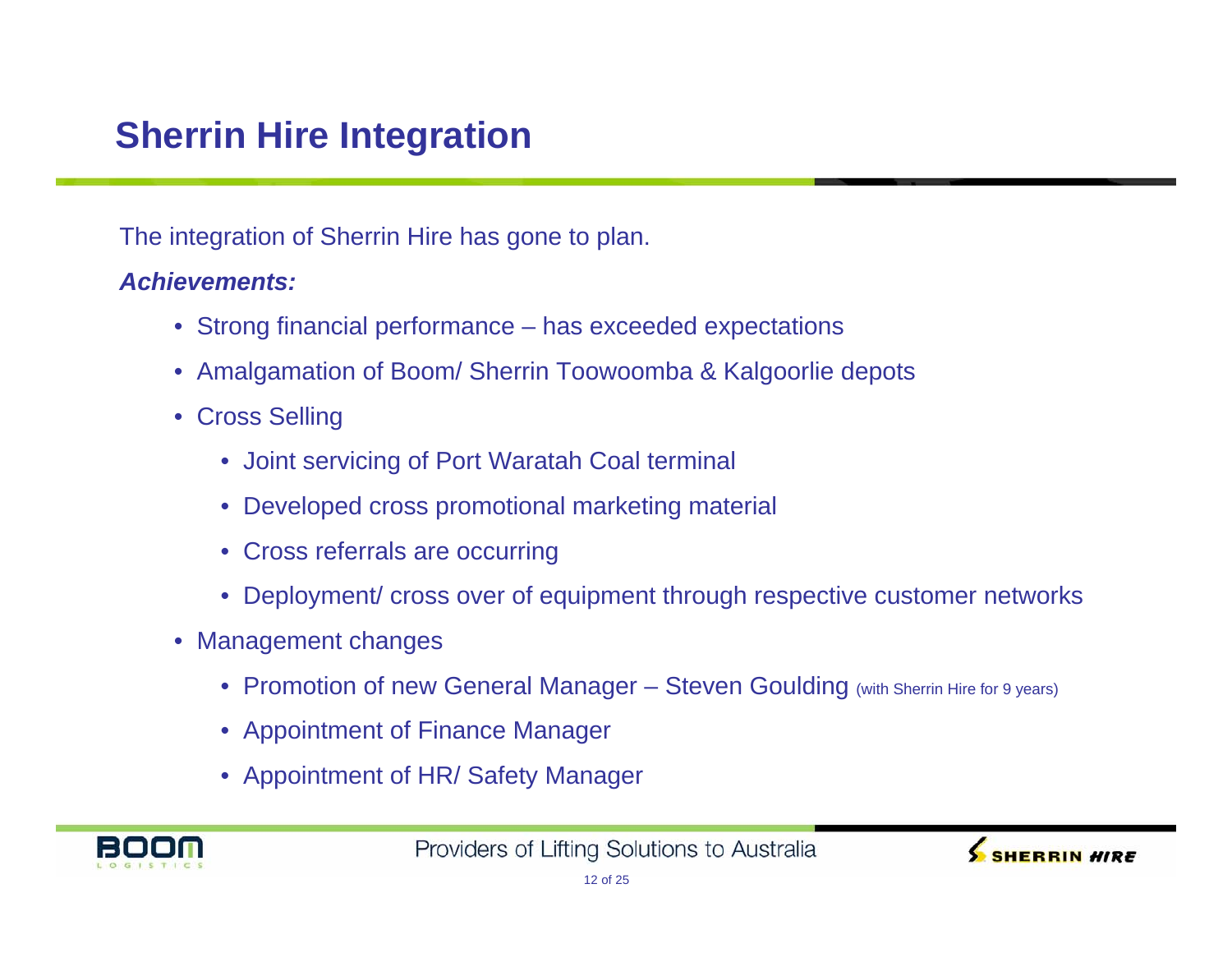# Sherrin Hire Integration

The integration of Sherrin Hire has gone to plan.

***Achievements:***

- Strong financial performance – has exceeded expectations
- Amalgamation of Boom/ Sherrin Toowoomba & Kalgoorlie depots
- Cross Selling
  - Joint servicing of Port Waratah Coal terminal
  - Developed cross promotional marketing material
  - Cross referrals are occurring
  - Deployment/ cross over of equipment through respective customer networks
- Management changes
  - Promotion of new General Manager – Steven Goulding (with Sherrin Hire for 9 years)
  - Appointment of Finance Manager
  - Appointment of HR/ Safety Manager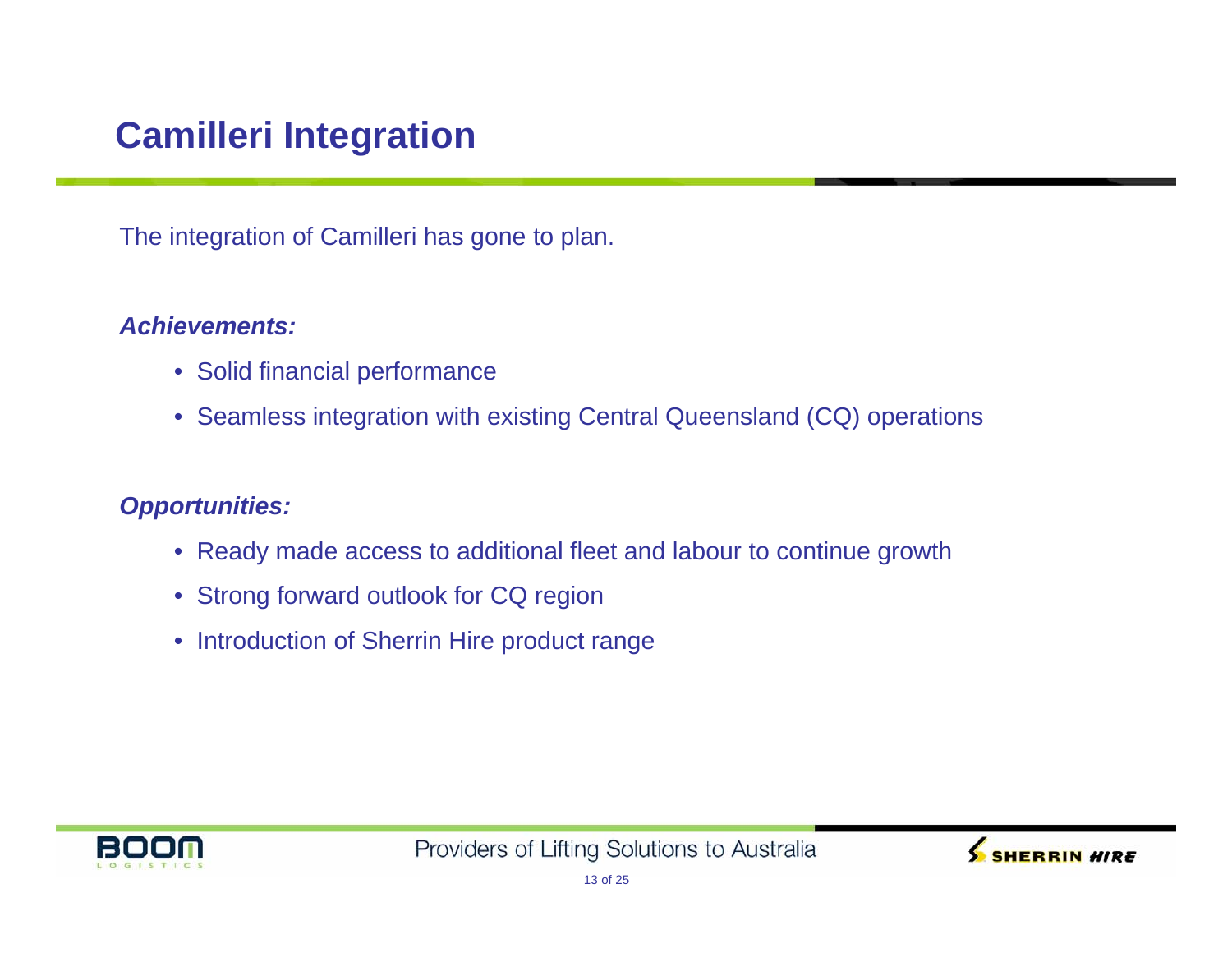# Camilleri Integration

The integration of Camilleri has gone to plan.

***Achievements:***

- Solid financial performance
- Seamless integration with existing Central Queensland (CQ) operations

***Opportunities:***

- Ready made access to additional fleet and labour to continue growth
- Strong forward outlook for CQ region
- Introduction of Sherrin Hire product range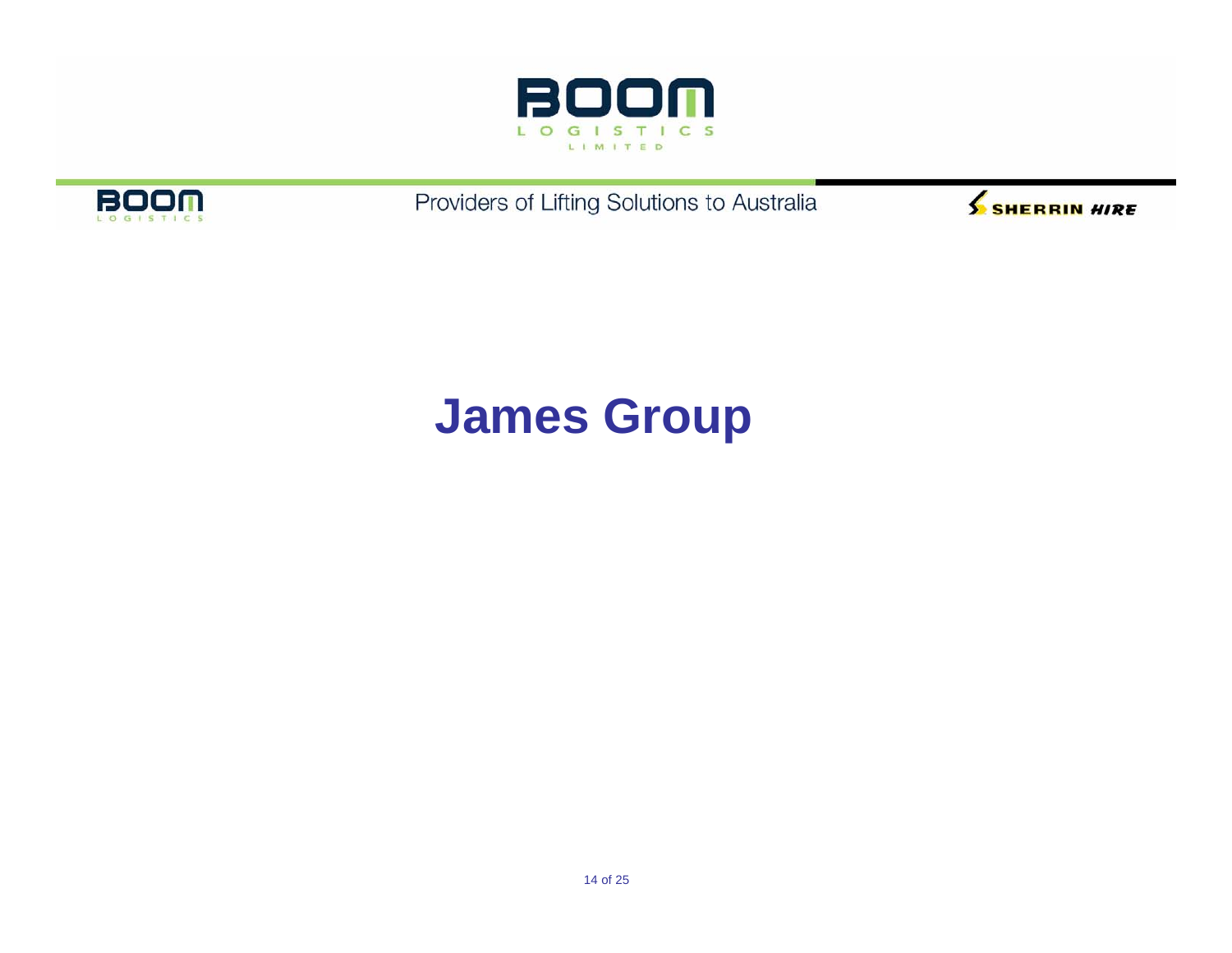# James Group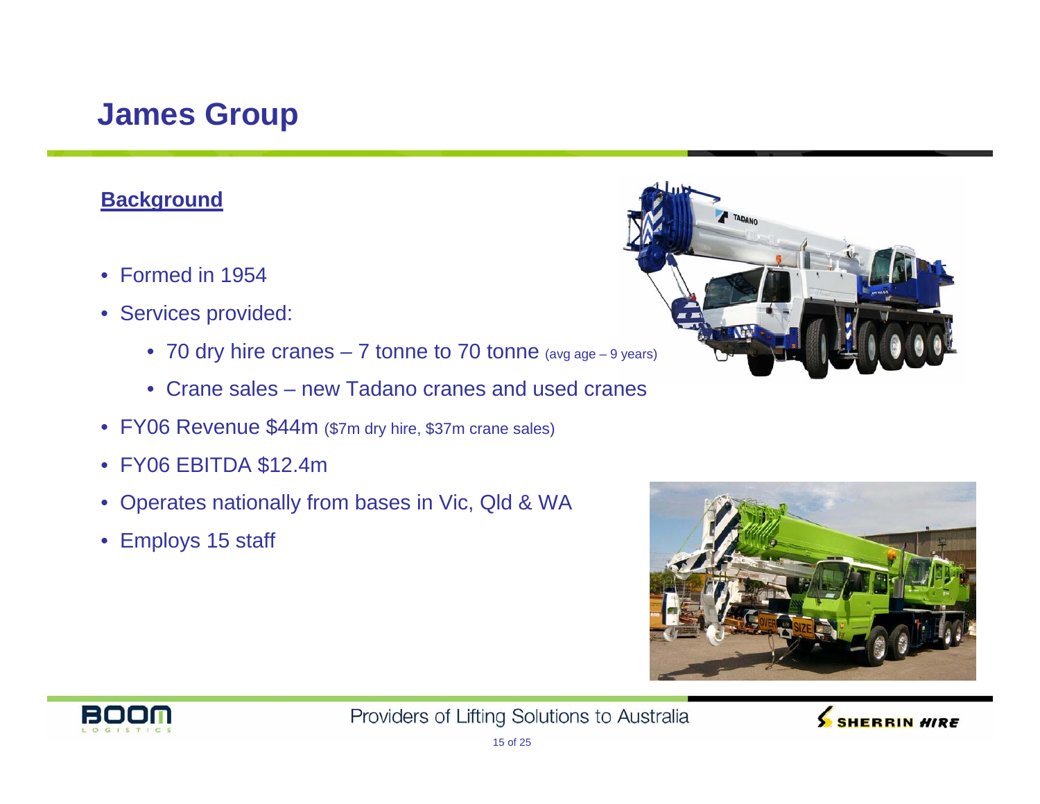# James Group

**Background**

- Formed in 1954
- Services provided:
  - 70 dry hire cranes – 7 tonne to 70 tonne (avg age – 9 years)
  - Crane sales – new Tadano cranes and used cranes
- FY06 Revenue $44m ($7m dry hire, $37m crane sales)
- FY06 EBITDA $12.4m
- Operates nationally from bases in Vic, Qld & WA
- Employs 15 staff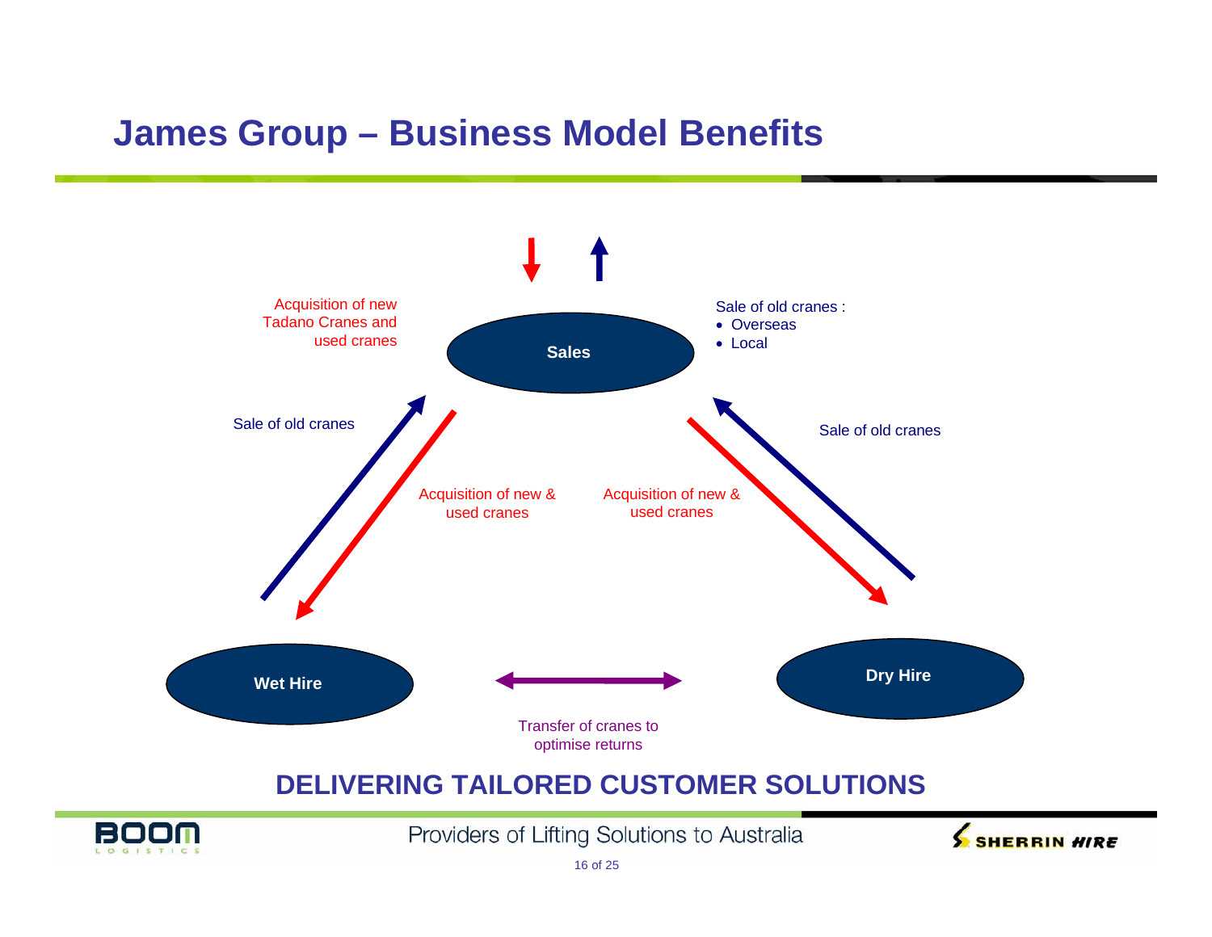# James Group – Business Model Benefits

Acquisition of new Tadano Cranes and used cranes

**Sales**

Sale of old cranes :
- Overseas
- Local

Sale of old cranes

Acquisition of new & used cranes

Acquisition of new & used cranes

Sale of old cranes

**Wet Hire**

**Dry Hire**

Transfer of cranes to optimise returns

## DELIVERING TAILORED CUSTOMER SOLUTIONS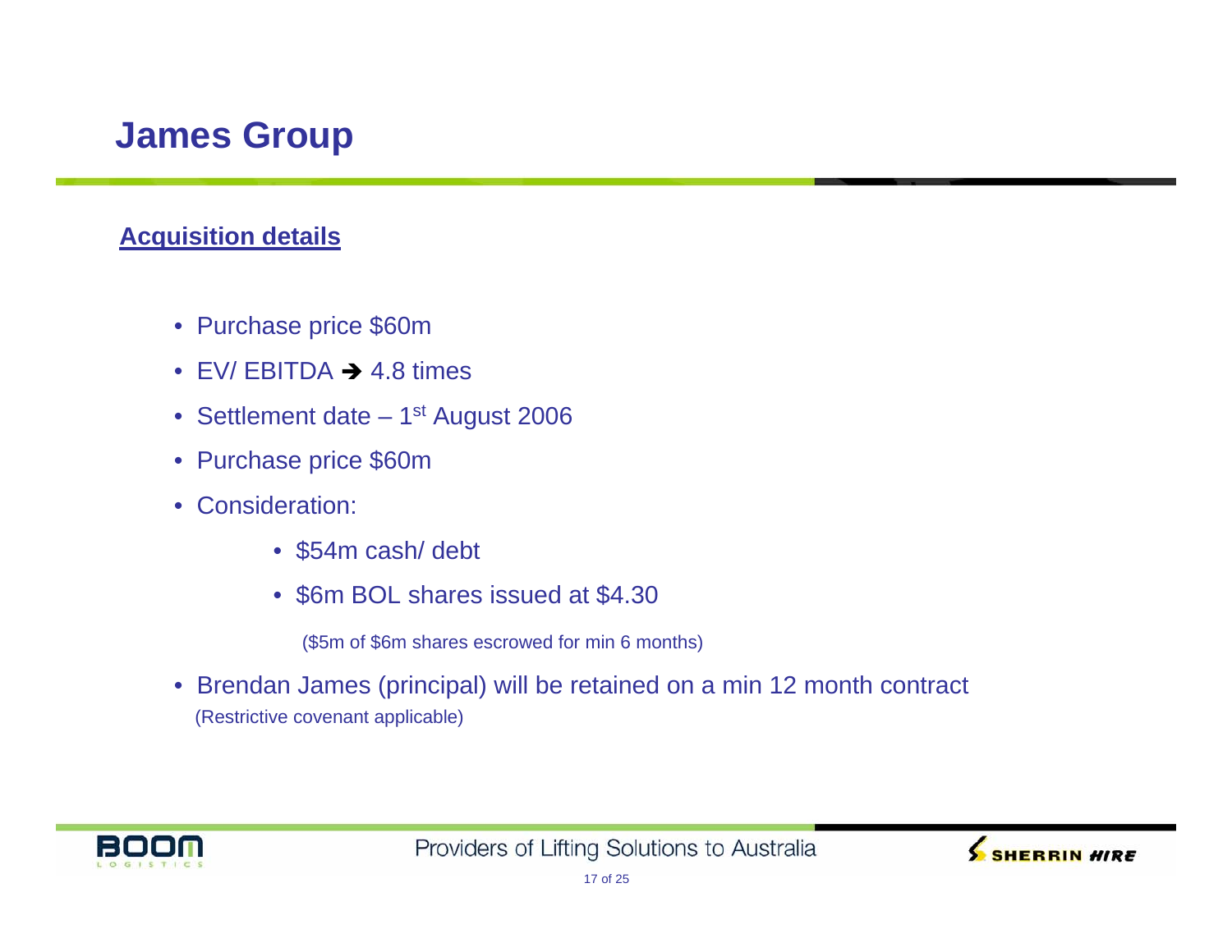# James Group

## Acquisition details

- Purchase price $60m
- EV/ EBITDA ➔ 4.8 times
- Settlement date – 1st August 2006
- Purchase price $60m
- Consideration:
  - $54m cash/ debt
  - $6m BOL shares issued at $4.30

    ($5m of $6m shares escrowed for min 6 months)
- Brendan James (principal) will be retained on a min 12 month contract
  (Restrictive covenant applicable)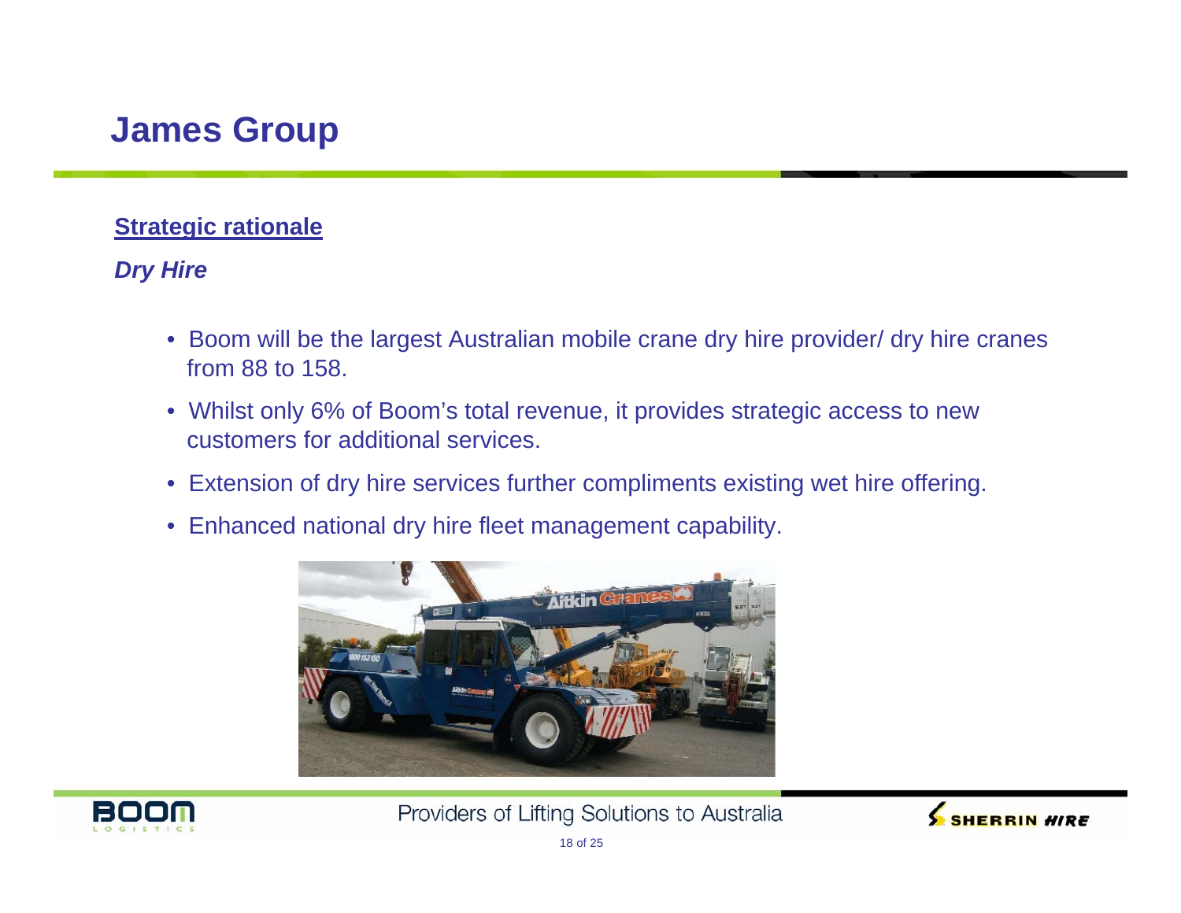# James Group

**Strategic rationale**

***Dry Hire***

- Boom will be the largest Australian mobile crane dry hire provider/ dry hire cranes from 88 to 158.
- Whilst only 6% of Boom's total revenue, it provides strategic access to new customers for additional services.
- Extension of dry hire services further compliments existing wet hire offering.
- Enhanced national dry hire fleet management capability.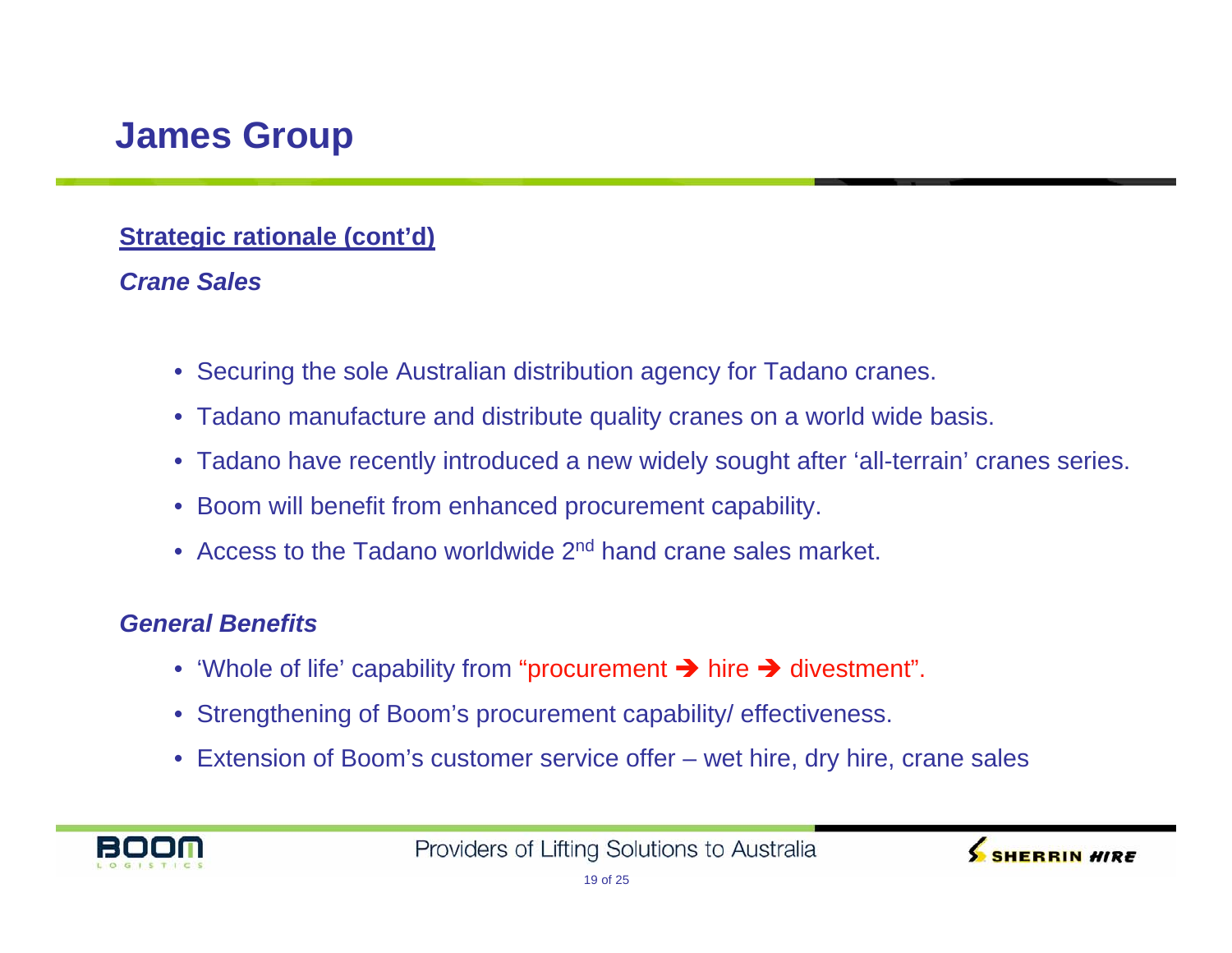# James Group

**Strategic rationale (cont'd)**

***Crane Sales***

- Securing the sole Australian distribution agency for Tadano cranes.
- Tadano manufacture and distribute quality cranes on a world wide basis.
- Tadano have recently introduced a new widely sought after 'all-terrain' cranes series.
- Boom will benefit from enhanced procurement capability.
- Access to the Tadano worldwide 2nd hand crane sales market.

***General Benefits***

- 'Whole of life' capability from "procurement ➔ hire ➔ divestment".
- Strengthening of Boom's procurement capability/ effectiveness.
- Extension of Boom's customer service offer – wet hire, dry hire, crane sales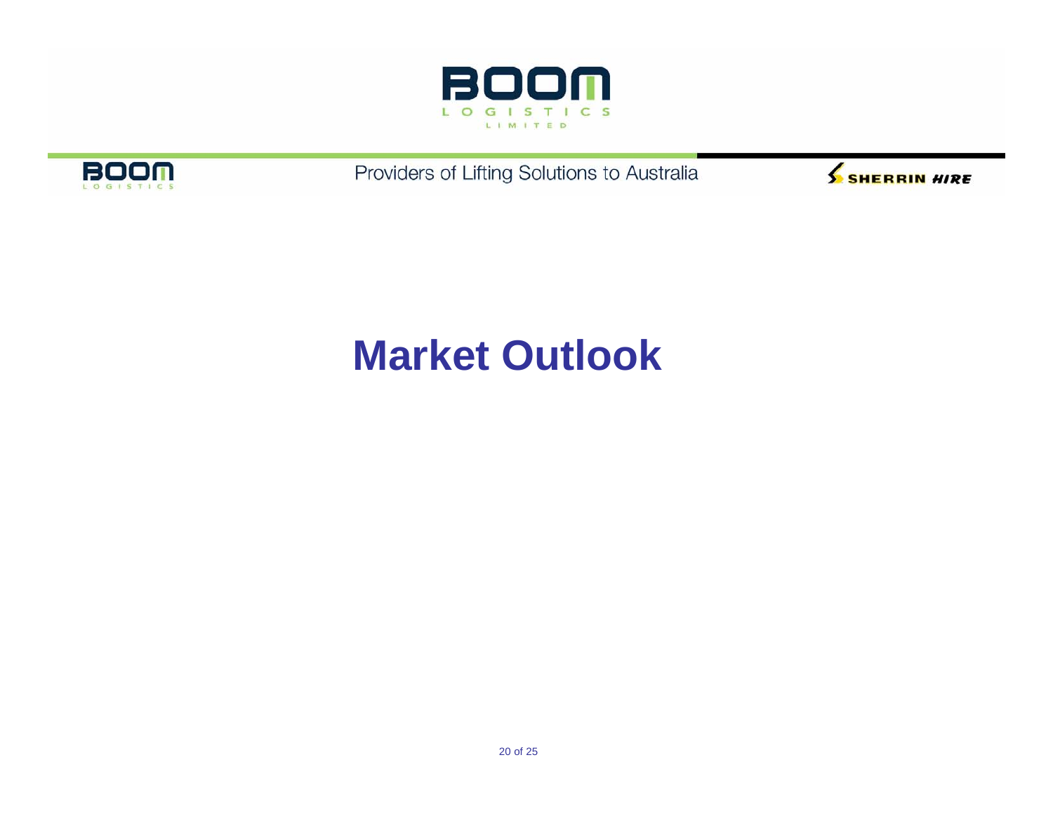# Market Outlook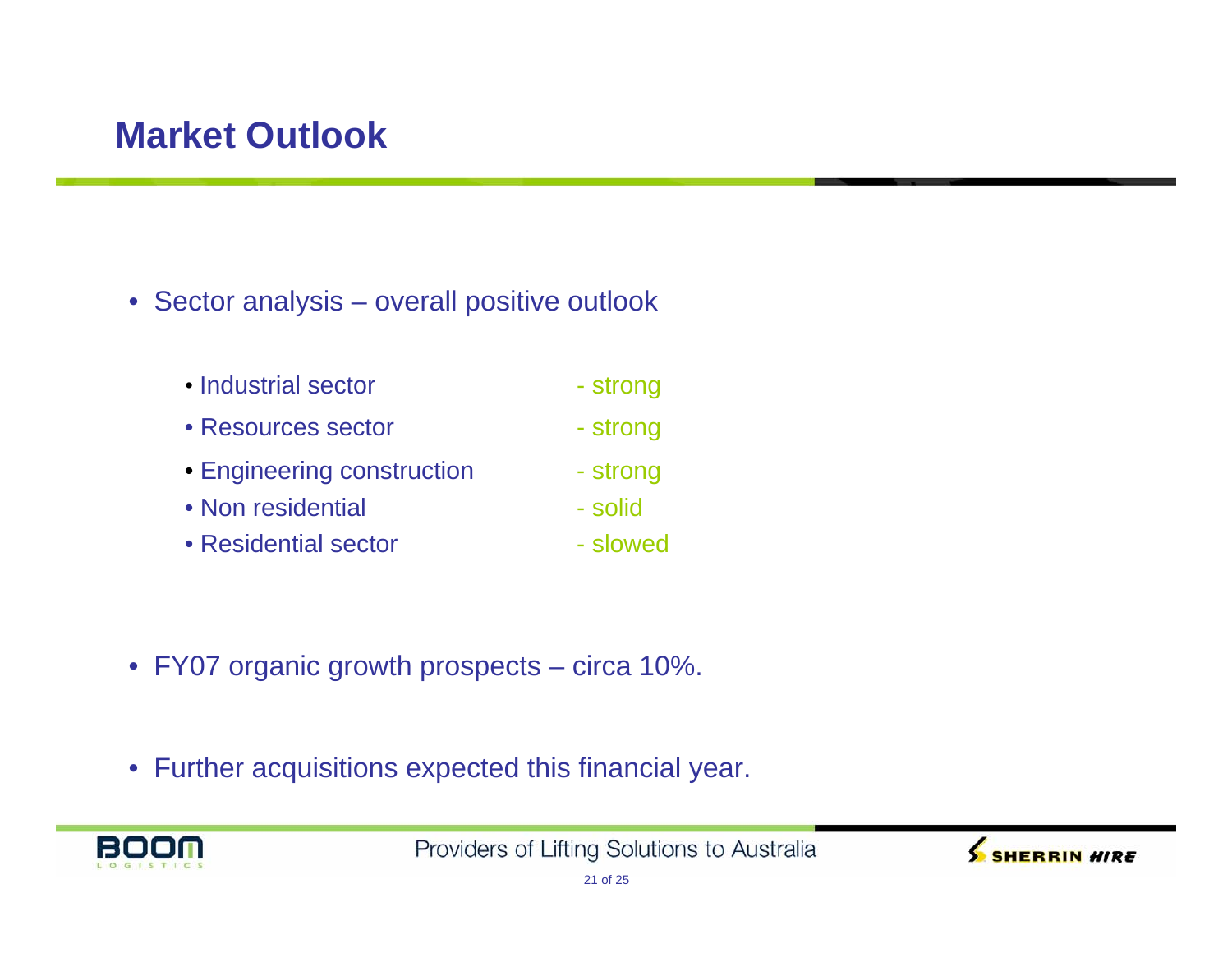# Market Outlook

- Sector analysis – overall positive outlook
  - Industrial sector - strong
  - Resources sector - strong
  - Engineering construction - strong
  - Non residential - solid
  - Residential sector - slowed
- FY07 organic growth prospects – circa 10%.
- Further acquisitions expected this financial year.

Providers of Lifting Solutions to Australia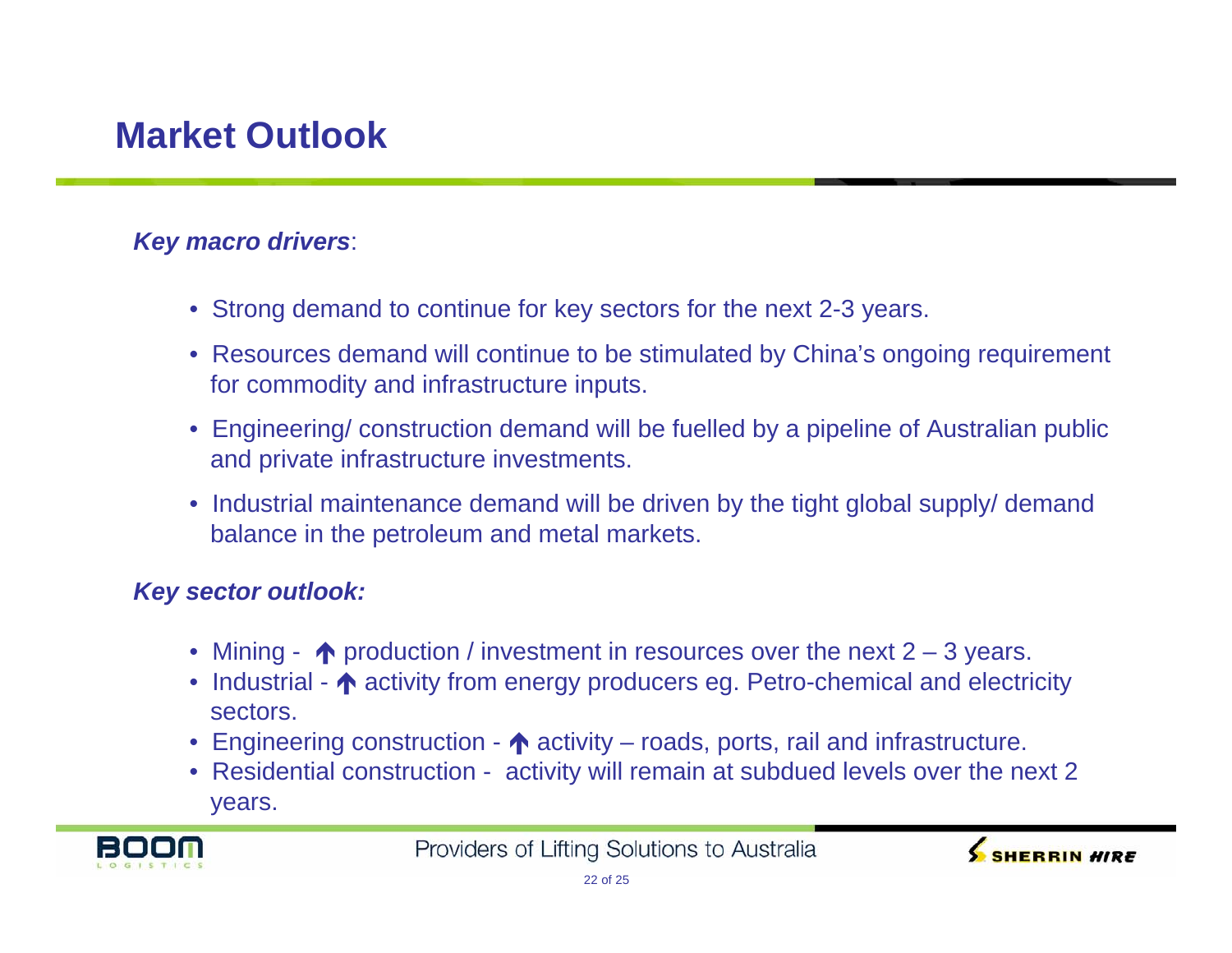# Market Outlook

***Key macro drivers***:

- Strong demand to continue for key sectors for the next 2-3 years.
- Resources demand will continue to be stimulated by China's ongoing requirement for commodity and infrastructure inputs.
- Engineering/ construction demand will be fuelled by a pipeline of Australian public and private infrastructure investments.
- Industrial maintenance demand will be driven by the tight global supply/ demand balance in the petroleum and metal markets.

***Key sector outlook:***

- Mining - ↑ production / investment in resources over the next 2 – 3 years.
- Industrial - ↑ activity from energy producers eg. Petro-chemical and electricity sectors.
- Engineering construction - ↑ activity – roads, ports, rail and infrastructure.
- Residential construction - activity will remain at subdued levels over the next 2 years.

Providers of Lifting Solutions to Australia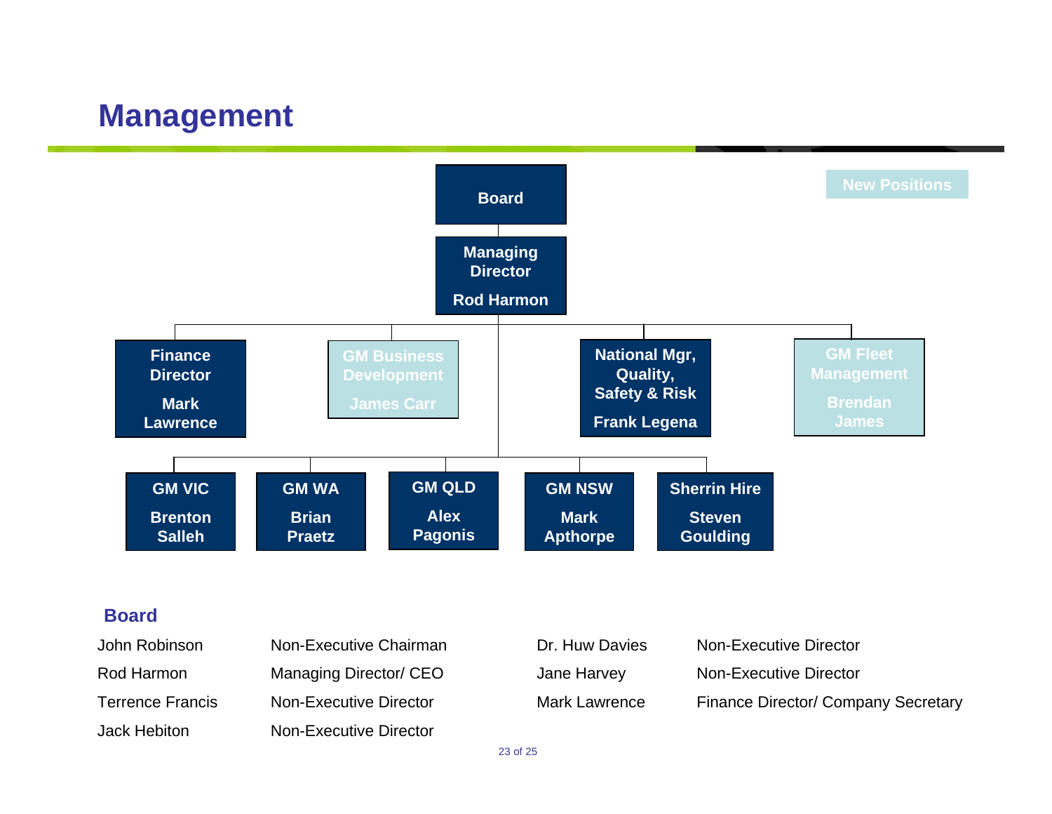# Management

**New Positions**

- **Board**
  - **Managing Director** — Rod Harmon
    - **Finance Director** — Mark Lawrence
    - **GM Business Development** — James Carr *(new position)*
    - **National Mgr, Quality, Safety & Risk** — Frank Legena
    - **GM Fleet Management** — Brendan James *(new position)*
    - **GM VIC** — Brenton Salleh
    - **GM WA** — Brian Praetz
    - **GM QLD** — Alex Pagonis
    - **GM NSW** — Mark Apthorpe
    - **Sherrin Hire** — Steven Goulding

## Board

| Name | Position |
|---|---|
| John Robinson | Non-Executive Chairman |
| Rod Harmon | Managing Director/ CEO |
| Terrence Francis | Non-Executive Director |
| Jack Hebiton | Non-Executive Director |
| Dr. Huw Davies | Non-Executive Director |
| Jane Harvey | Non-Executive Director |
| Mark Lawrence | Finance Director/ Company Secretary |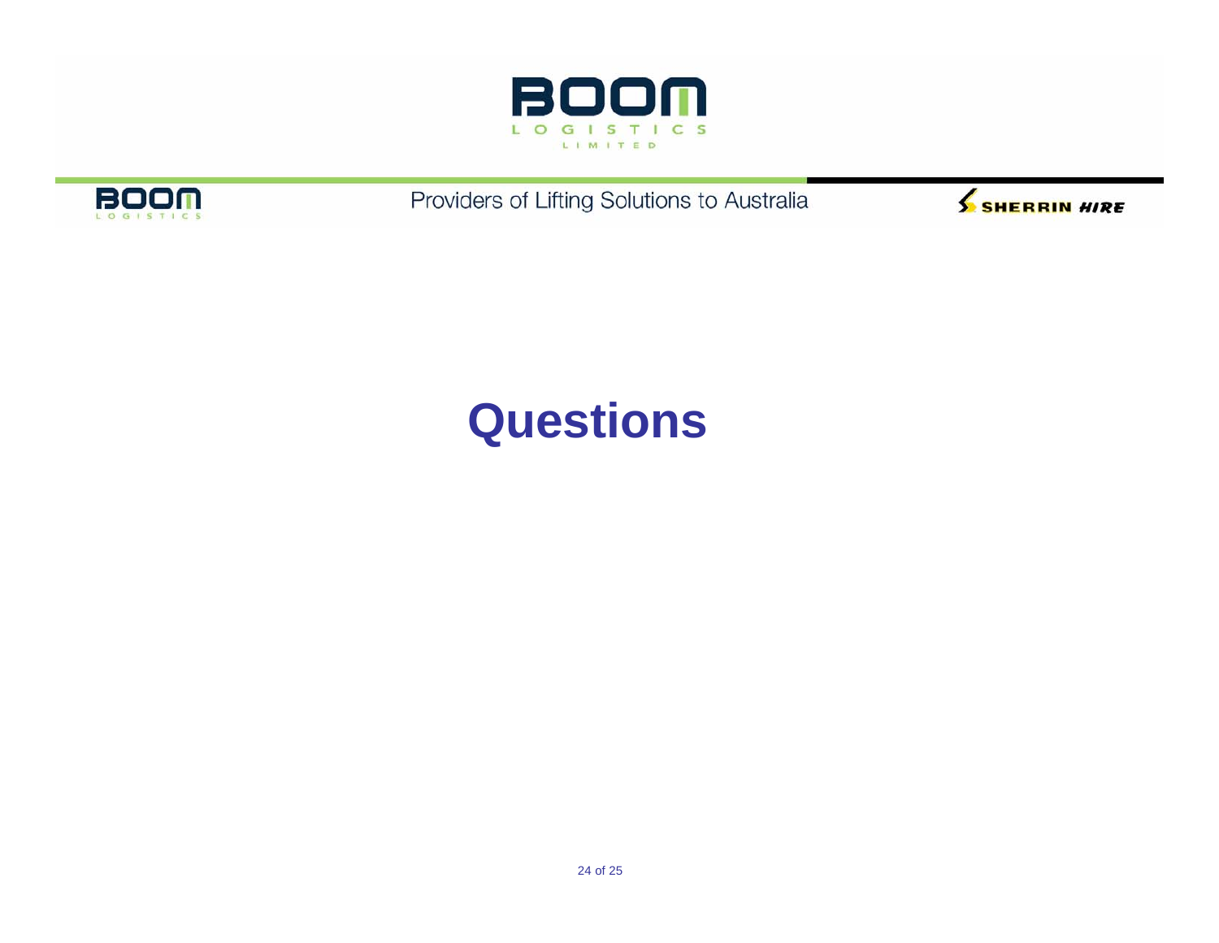# Questions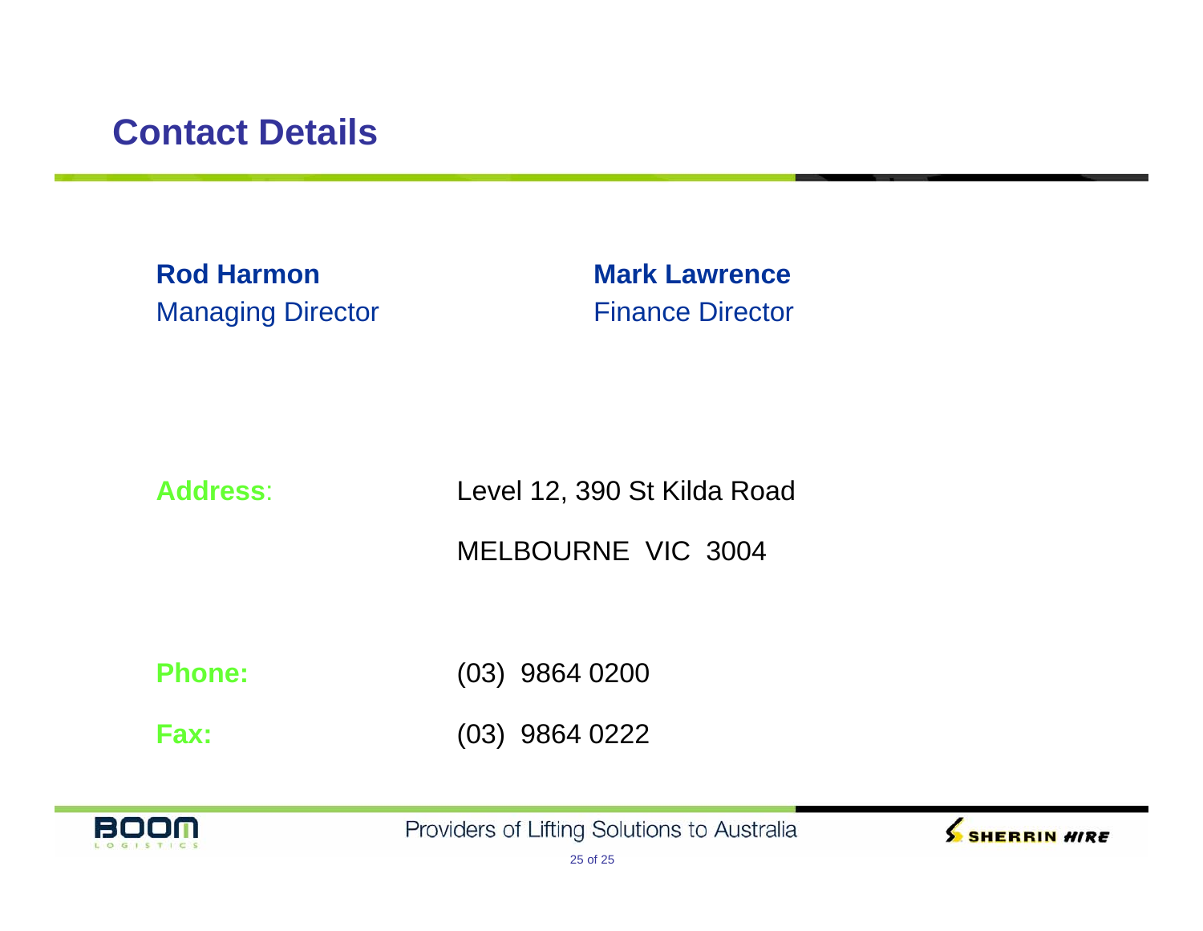# Contact Details

**Rod Harmon**
Managing Director

**Mark Lawrence**
Finance Director

**Address**: Level 12, 390 St Kilda Road

MELBOURNE VIC 3004

**Phone:** (03) 9864 0200

**Fax:** (03) 9864 0222

Providers of Lifting Solutions to Australia